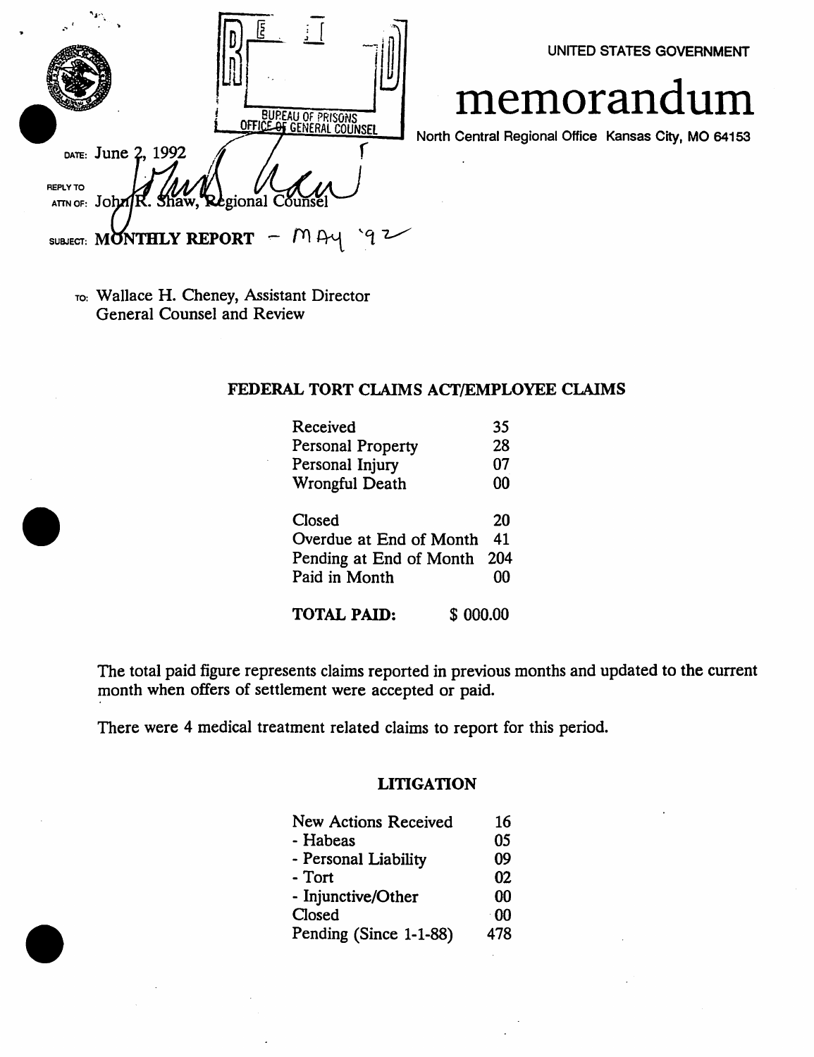UNITED STATES GOVERNMENT

# memorandum

North Central Regional Office Kansas City, MO 64153

BUREAU OF PRISONS
OFFICE OF GENERAL COUNSEL

DATE: June 2, 1992

REPLY TO
ATTN OF: John R. Shaw, Regional Counsel

SUBJECT: **MONTHLY REPORT** – MAY '92

TO: Wallace H. Cheney, Assistant Director
General Counsel and Review

## FEDERAL TORT CLAIMS ACT/EMPLOYEE CLAIMS

| | |
|---|---|
| Received | 35 |
| Personal Property | 28 |
| Personal Injury | 07 |
| Wrongful Death | 00 |
| Closed | 20 |
| Overdue at End of Month | 41 |
| Pending at End of Month | 204 |
| Paid in Month | 00 |
| **TOTAL PAID:** | $ 000.00 |

The total paid figure represents claims reported in previous months and updated to the current month when offers of settlement were accepted or paid.

There were 4 medical treatment related claims to report for this period.

## LITIGATION

| | |
|---|---|
| New Actions Received | 16 |
| - Habeas | 05 |
| - Personal Liability | 09 |
| - Tort | 02 |
| - Injunctive/Other | 00 |
| Closed | 00 |
| Pending (Since 1-1-88) | 478 |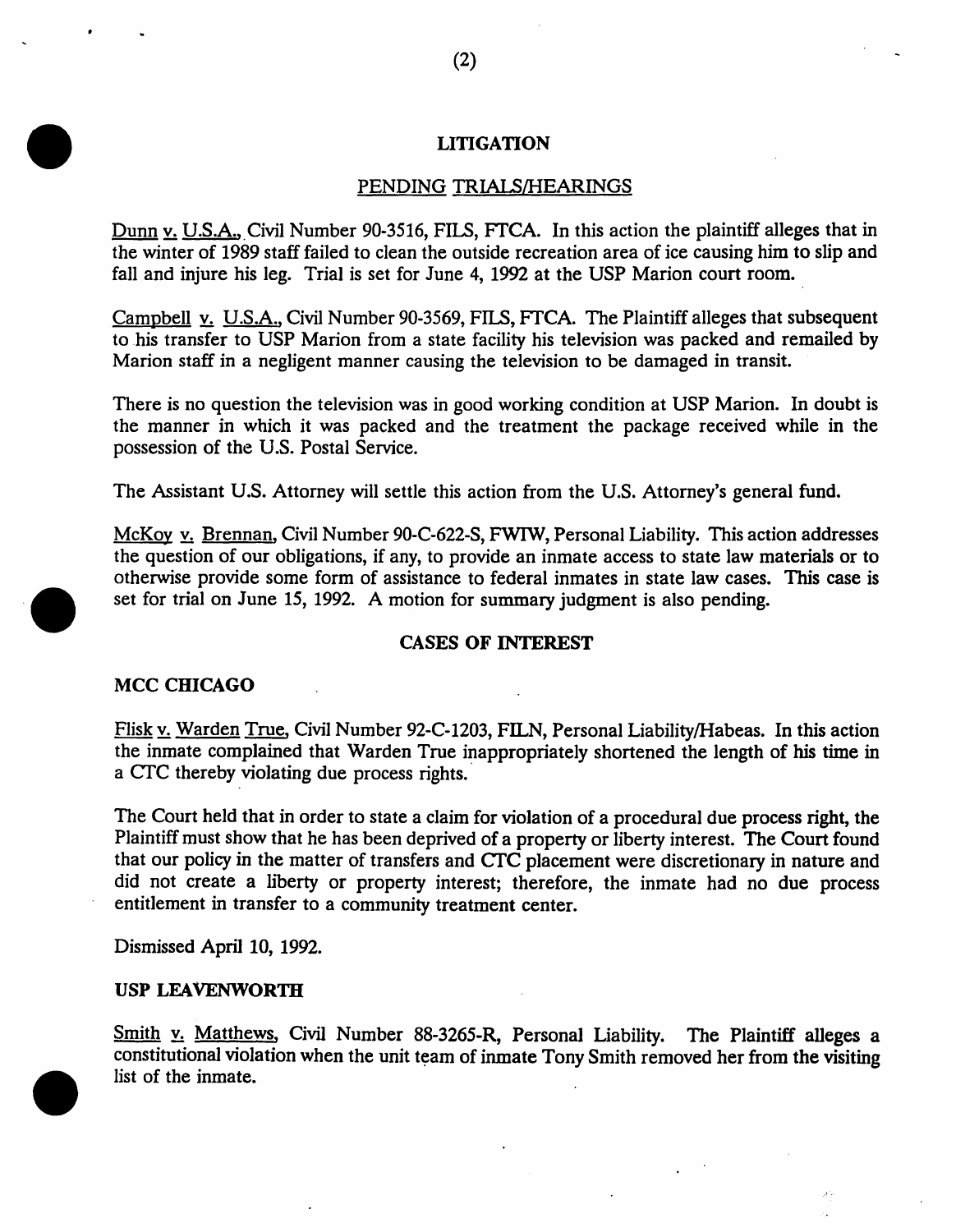## LITIGATION

### PENDING TRIALS/HEARINGS

Dunn v. U.S.A., Civil Number 90-3516, FILS, FTCA. In this action the plaintiff alleges that in the winter of 1989 staff failed to clean the outside recreation area of ice causing him to slip and fall and injure his leg. Trial is set for June 4, 1992 at the USP Marion court room.

Campbell v. U.S.A., Civil Number 90-3569, FILS, FTCA. The Plaintiff alleges that subsequent to his transfer to USP Marion from a state facility his television was packed and remailed by Marion staff in a negligent manner causing the television to be damaged in transit.

There is no question the television was in good working condition at USP Marion. In doubt is the manner in which it was packed and the treatment the package received while in the possession of the U.S. Postal Service.

The Assistant U.S. Attorney will settle this action from the U.S. Attorney's general fund.

McKoy v. Brennan, Civil Number 90-C-622-S, FWIW, Personal Liability. This action addresses the question of our obligations, if any, to provide an inmate access to state law materials or to otherwise provide some form of assistance to federal inmates in state law cases. This case is set for trial on June 15, 1992. A motion for summary judgment is also pending.

## CASES OF INTEREST

### MCC CHICAGO

Flisk v. Warden True, Civil Number 92-C-1203, FILN, Personal Liability/Habeas. In this action the inmate complained that Warden True inappropriately shortened the length of his time in a CTC thereby violating due process rights.

The Court held that in order to state a claim for violation of a procedural due process right, the Plaintiff must show that he has been deprived of a property or liberty interest. The Court found that our policy in the matter of transfers and CTC placement were discretionary in nature and did not create a liberty or property interest; therefore, the inmate had no due process entitlement in transfer to a community treatment center.

Dismissed April 10, 1992.

### USP LEAVENWORTH

Smith v. Matthews, Civil Number 88-3265-R, Personal Liability. The Plaintiff alleges a constitutional violation when the unit team of inmate Tony Smith removed her from the visiting list of the inmate.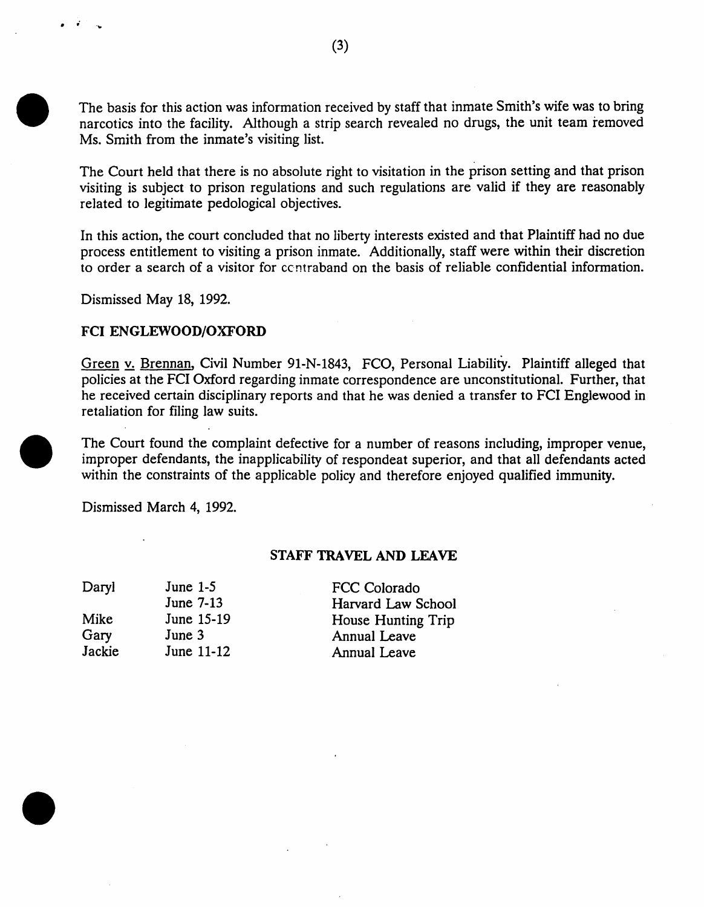The basis for this action was information received by staff that inmate Smith's wife was to bring narcotics into the facility. Although a strip search revealed no drugs, the unit team removed Ms. Smith from the inmate's visiting list.

The Court held that there is no absolute right to visitation in the prison setting and that prison visiting is subject to prison regulations and such regulations are valid if they are reasonably related to legitimate pedological objectives.

In this action, the court concluded that no liberty interests existed and that Plaintiff had no due process entitlement to visiting a prison inmate. Additionally, staff were within their discretion to order a search of a visitor for contraband on the basis of reliable confidential information.

Dismissed May 18, 1992.

**FCI ENGLEWOOD/OXFORD**

Green v. Brennan, Civil Number 91-N-1843, FCO, Personal Liability. Plaintiff alleged that policies at the FCI Oxford regarding inmate correspondence are unconstitutional. Further, that he received certain disciplinary reports and that he was denied a transfer to FCI Englewood in retaliation for filing law suits.

The Court found the complaint defective for a number of reasons including, improper venue, improper defendants, the inapplicability of respondeat superior, and that all defendants acted within the constraints of the applicable policy and therefore enjoyed qualified immunity.

Dismissed March 4, 1992.

## STAFF TRAVEL AND LEAVE

| | | |
|---|---|---|
| Daryl | June 1-5 | FCC Colorado |
| | June 7-13 | Harvard Law School |
| Mike | June 15-19 | House Hunting Trip |
| Gary | June 3 | Annual Leave |
| Jackie | June 11-12 | Annual Leave |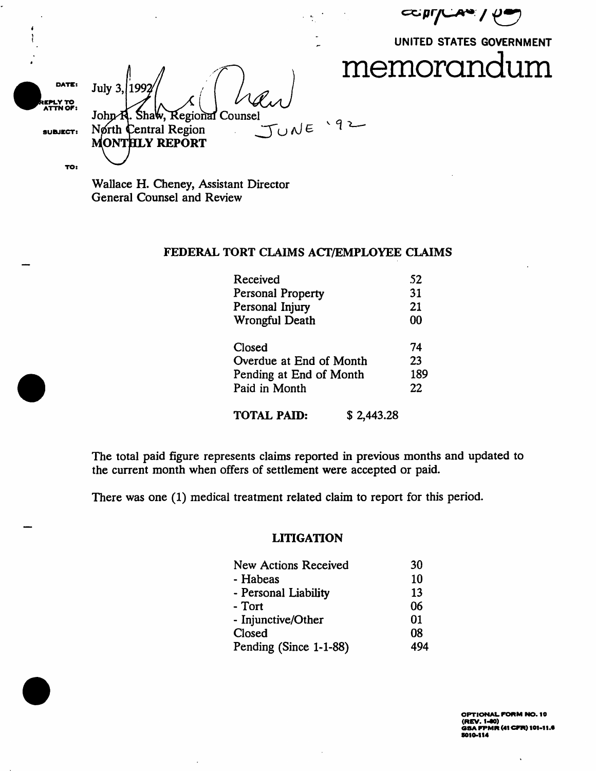UNITED STATES GOVERNMENT

# memorandum

**DATE:** July 3, 1992

**REPLY TO ATTN OF:** John R. Shaw, Regional Counsel
North Central Region

**SUBJECT:** MONTHLY REPORT JUNE '92

**TO:**

Wallace H. Cheney, Assistant Director
General Counsel and Review

## FEDERAL TORT CLAIMS ACT/EMPLOYEE CLAIMS

| | |
|---|---|
| Received | 52 |
| Personal Property | 31 |
| Personal Injury | 21 |
| Wrongful Death | 00 |
| | |
| Closed | 74 |
| Overdue at End of Month | 23 |
| Pending at End of Month | 189 |
| Paid in Month | 22 |

**TOTAL PAID:** $ 2,443.28

The total paid figure represents claims reported in previous months and updated to the current month when offers of settlement were accepted or paid.

There was one (1) medical treatment related claim to report for this period.

## LITIGATION

| | |
|---|---|
| New Actions Received | 30 |
| - Habeas | 10 |
| - Personal Liability | 13 |
| - Tort | 06 |
| - Injunctive/Other | 01 |
| Closed | 08 |
| Pending (Since 1-1-88) | 494 |

OPTIONAL FORM NO. 10
(REV. 1-80)
GSA FPMR (41 CFR) 101-11.6
5010-114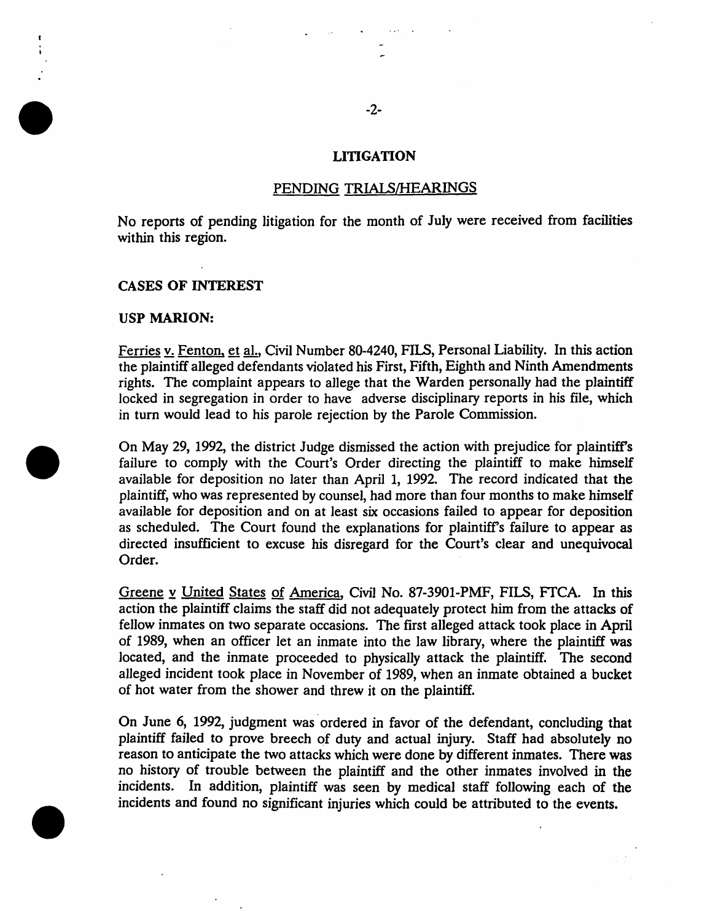## LITIGATION

### PENDING TRIALS/HEARINGS

No reports of pending litigation for the month of July were received from facilities within this region.

### CASES OF INTEREST

**USP MARION:**

Ferries v. Fenton, et al., Civil Number 80-4240, FILS, Personal Liability. In this action the plaintiff alleged defendants violated his First, Fifth, Eighth and Ninth Amendments rights. The complaint appears to allege that the Warden personally had the plaintiff locked in segregation in order to have adverse disciplinary reports in his file, which in turn would lead to his parole rejection by the Parole Commission.

On May 29, 1992, the district Judge dismissed the action with prejudice for plaintiff's failure to comply with the Court's Order directing the plaintiff to make himself available for deposition no later than April 1, 1992. The record indicated that the plaintiff, who was represented by counsel, had more than four months to make himself available for deposition and on at least six occasions failed to appear for deposition as scheduled. The Court found the explanations for plaintiff's failure to appear as directed insufficient to excuse his disregard for the Court's clear and unequivocal Order.

Greene v United States of America, Civil No. 87-3901-PMF, FILS, FTCA. In this action the plaintiff claims the staff did not adequately protect him from the attacks of fellow inmates on two separate occasions. The first alleged attack took place in April of 1989, when an officer let an inmate into the law library, where the plaintiff was located, and the inmate proceeded to physically attack the plaintiff. The second alleged incident took place in November of 1989, when an inmate obtained a bucket of hot water from the shower and threw it on the plaintiff.

On June 6, 1992, judgment was ordered in favor of the defendant, concluding that plaintiff failed to prove breech of duty and actual injury. Staff had absolutely no reason to anticipate the two attacks which were done by different inmates. There was no history of trouble between the plaintiff and the other inmates involved in the incidents. In addition, plaintiff was seen by medical staff following each of the incidents and found no significant injuries which could be attributed to the events.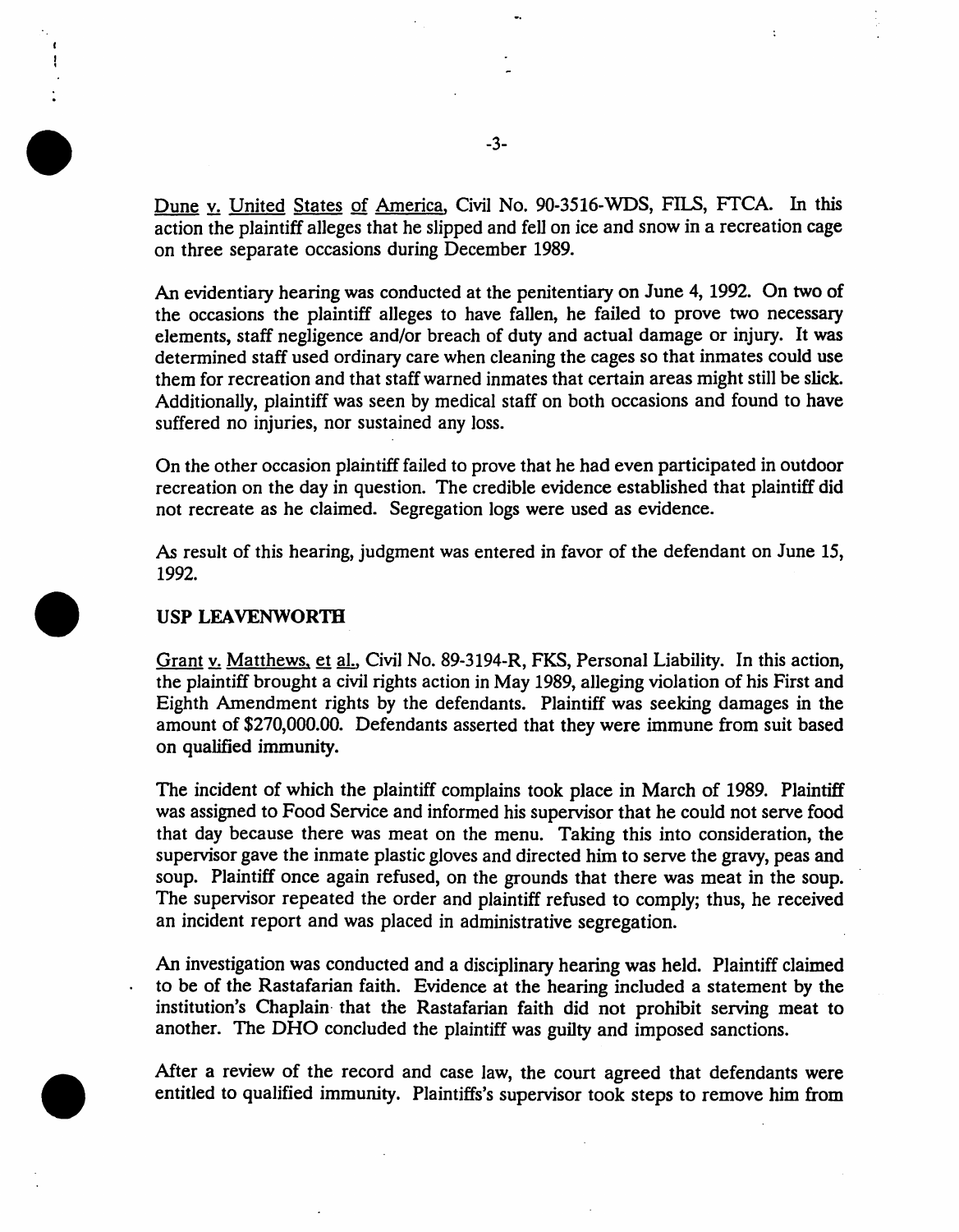Dune v. United States of America, Civil No. 90-3516-WDS, FILS, FTCA. In this action the plaintiff alleges that he slipped and fell on ice and snow in a recreation cage on three separate occasions during December 1989.

An evidentiary hearing was conducted at the penitentiary on June 4, 1992. On two of the occasions the plaintiff alleges to have fallen, he failed to prove two necessary elements, staff negligence and/or breach of duty and actual damage or injury. It was determined staff used ordinary care when cleaning the cages so that inmates could use them for recreation and that staff warned inmates that certain areas might still be slick. Additionally, plaintiff was seen by medical staff on both occasions and found to have suffered no injuries, nor sustained any loss.

On the other occasion plaintiff failed to prove that he had even participated in outdoor recreation on the day in question. The credible evidence established that plaintiff did not recreate as he claimed. Segregation logs were used as evidence.

As result of this hearing, judgment was entered in favor of the defendant on June 15, 1992.

**USP LEAVENWORTH**

Grant v. Matthews, et al., Civil No. 89-3194-R, FKS, Personal Liability. In this action, the plaintiff brought a civil rights action in May 1989, alleging violation of his First and Eighth Amendment rights by the defendants. Plaintiff was seeking damages in the amount of $270,000.00. Defendants asserted that they were immune from suit based on qualified immunity.

The incident of which the plaintiff complains took place in March of 1989. Plaintiff was assigned to Food Service and informed his supervisor that he could not serve food that day because there was meat on the menu. Taking this into consideration, the supervisor gave the inmate plastic gloves and directed him to serve the gravy, peas and soup. Plaintiff once again refused, on the grounds that there was meat in the soup. The supervisor repeated the order and plaintiff refused to comply; thus, he received an incident report and was placed in administrative segregation.

An investigation was conducted and a disciplinary hearing was held. Plaintiff claimed to be of the Rastafarian faith. Evidence at the hearing included a statement by the institution's Chaplain that the Rastafarian faith did not prohibit serving meat to another. The DHO concluded the plaintiff was guilty and imposed sanctions.

After a review of the record and case law, the court agreed that defendants were entitled to qualified immunity. Plaintiffs's supervisor took steps to remove him from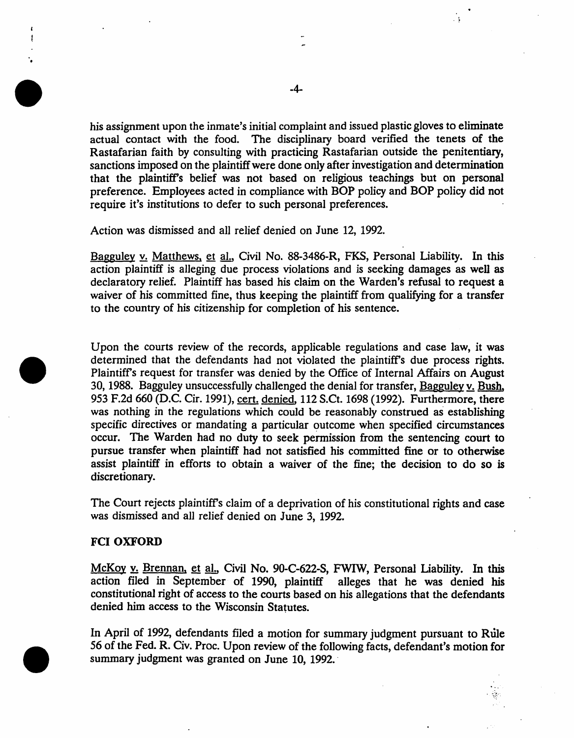his assignment upon the inmate's initial complaint and issued plastic gloves to eliminate actual contact with the food. The disciplinary board verified the tenets of the Rastafarian faith by consulting with practicing Rastafarian outside the penitentiary, sanctions imposed on the plaintiff were done only after investigation and determination that the plaintiff's belief was not based on religious teachings but on personal preference. Employees acted in compliance with BOP policy and BOP policy did not require it's institutions to defer to such personal preferences.

Action was dismissed and all relief denied on June 12, 1992.

Bagguley v. Matthews, et al., Civil No. 88-3486-R, FKS, Personal Liability. In this action plaintiff is alleging due process violations and is seeking damages as well as declaratory relief. Plaintiff has based his claim on the Warden's refusal to request a waiver of his committed fine, thus keeping the plaintiff from qualifying for a transfer to the country of his citizenship for completion of his sentence.

Upon the courts review of the records, applicable regulations and case law, it was determined that the defendants had not violated the plaintiff's due process rights. Plaintiff's request for transfer was denied by the Office of Internal Affairs on August 30, 1988. Bagguley unsuccessfully challenged the denial for transfer, Bagguley v. Bush, 953 F.2d 660 (D.C. Cir. 1991), cert. denied, 112 S.Ct. 1698 (1992). Furthermore, there was nothing in the regulations which could be reasonably construed as establishing specific directives or mandating a particular outcome when specified circumstances occur. The Warden had no duty to seek permission from the sentencing court to pursue transfer when plaintiff had not satisfied his committed fine or to otherwise assist plaintiff in efforts to obtain a waiver of the fine; the decision to do so is discretionary.

The Court rejects plaintiff's claim of a deprivation of his constitutional rights and case was dismissed and all relief denied on June 3, 1992.

**FCI OXFORD**

McKoy v. Brennan, et al., Civil No. 90-C-622-S, FWIW, Personal Liability. In this action filed in September of 1990, plaintiff alleges that he was denied his constitutional right of access to the courts based on his allegations that the defendants denied him access to the Wisconsin Statutes.

In April of 1992, defendants filed a motion for summary judgment pursuant to Rule 56 of the Fed. R. Civ. Proc. Upon review of the following facts, defendant's motion for summary judgment was granted on June 10, 1992.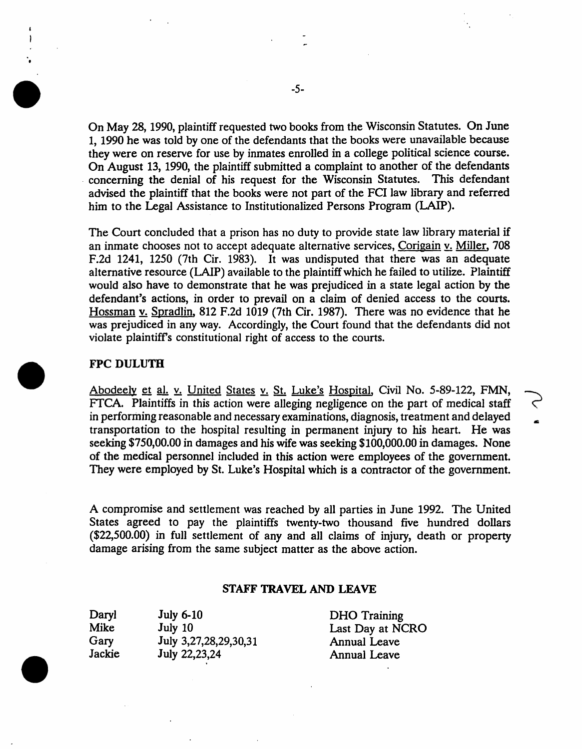On May 28, 1990, plaintiff requested two books from the Wisconsin Statutes. On June 1, 1990 he was told by one of the defendants that the books were unavailable because they were on reserve for use by inmates enrolled in a college political science course. On August 13, 1990, the plaintiff submitted a complaint to another of the defendants concerning the denial of his request for the Wisconsin Statutes. This defendant advised the plaintiff that the books were not part of the FCI law library and referred him to the Legal Assistance to Institutionalized Persons Program (LAIP).

The Court concluded that a prison has no duty to provide state law library material if an inmate chooses not to accept adequate alternative services, Corigain v. Miller, 708 F.2d 1241, 1250 (7th Cir. 1983). It was undisputed that there was an adequate alternative resource (LAIP) available to the plaintiff which he failed to utilize. Plaintiff would also have to demonstrate that he was prejudiced in a state legal action by the defendant's actions, in order to prevail on a claim of denied access to the courts. Hossman v. Spradlin, 812 F.2d 1019 (7th Cir. 1987). There was no evidence that he was prejudiced in any way. Accordingly, the Court found that the defendants did not violate plaintiff's constitutional right of access to the courts.

**FPC DULUTH**

Abodeely et al. v. United States v. St. Luke's Hospital, Civil No. 5-89-122, FMN, FTCA. Plaintiffs in this action were alleging negligence on the part of medical staff in performing reasonable and necessary examinations, diagnosis, treatment and delayed transportation to the hospital resulting in permanent injury to his heart. He was seeking $750,00.00 in damages and his wife was seeking $100,000.00 in damages. None of the medical personnel included in this action were employees of the government. They were employed by St. Luke's Hospital which is a contractor of the government.

A compromise and settlement was reached by all parties in June 1992. The United States agreed to pay the plaintiffs twenty-two thousand five hundred dollars ($22,500.00) in full settlement of any and all claims of injury, death or property damage arising from the same subject matter as the above action.

**STAFF TRAVEL AND LEAVE**

| | | |
|---|---|---|
| Daryl | July 6-10 | DHO Training |
| Mike | July 10 | Last Day at NCRO |
| Gary | July 3,27,28,29,30,31 | Annual Leave |
| Jackie | July 22,23,24 | Annual Leave |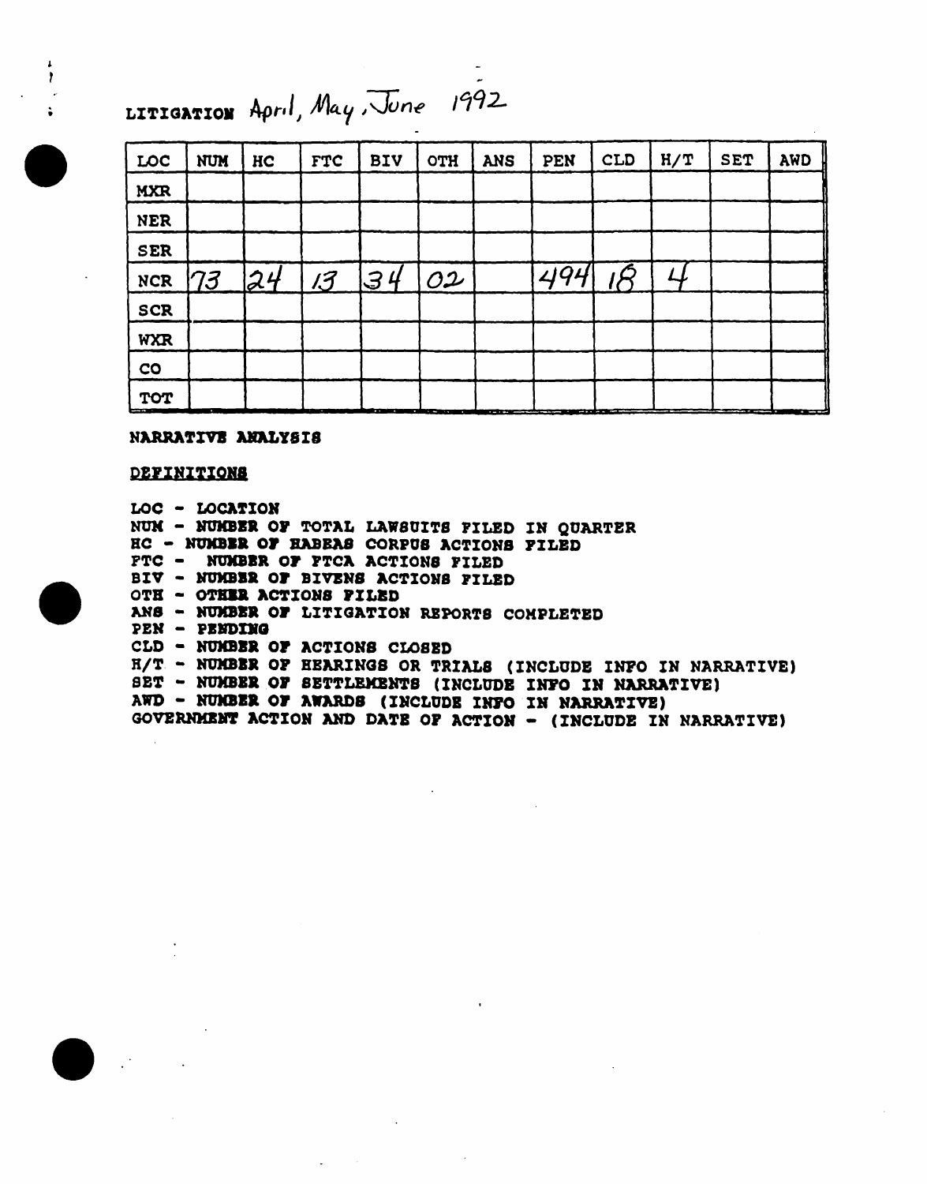LITIGATION April, May, June 1992

| LOC | NUM | HC | FTC | BIV | OTH | ANS | PEN | CLD | H/T | SET | AWD |
|---|---|---|---|---|---|---|---|---|---|---|---|
| MXR | | | | | | | | | | | |
| NER | | | | | | | | | | | |
| SER | | | | | | | | | | | |
| NCR | 73 | 24 | 13 | 34 | 02 | | 494 | 18 | 4 | | |
| SCR | | | | | | | | | | | |
| WXR | | | | | | | | | | | |
| CO | | | | | | | | | | | |
| TOT | | | | | | | | | | | |

**NARRATIVE ANALYSIS**

**DEFINITIONS**

LOC - LOCATION
NUM - NUMBER OF TOTAL LAWSUITS FILED IN QUARTER
HC - NUMBER OF HABEAS CORPUS ACTIONS FILED
FTC - NUMBER OF FTCA ACTIONS FILED
BIV - NUMBER OF BIVENS ACTIONS FILED
OTH - OTHER ACTIONS FILED
ANS - NUMBER OF LITIGATION REPORTS COMPLETED
PEN - PENDING
CLD - NUMBER OF ACTIONS CLOSED
H/T - NUMBER OF HEARINGS OR TRIALS (INCLUDE INFO IN NARRATIVE)
SET - NUMBER OF SETTLEMENTS (INCLUDE INFO IN NARRATIVE)
AWD - NUMBER OF AWARDS (INCLUDE INFO IN NARRATIVE)
GOVERNMENT ACTION AND DATE OF ACTION - (INCLUDE IN NARRATIVE)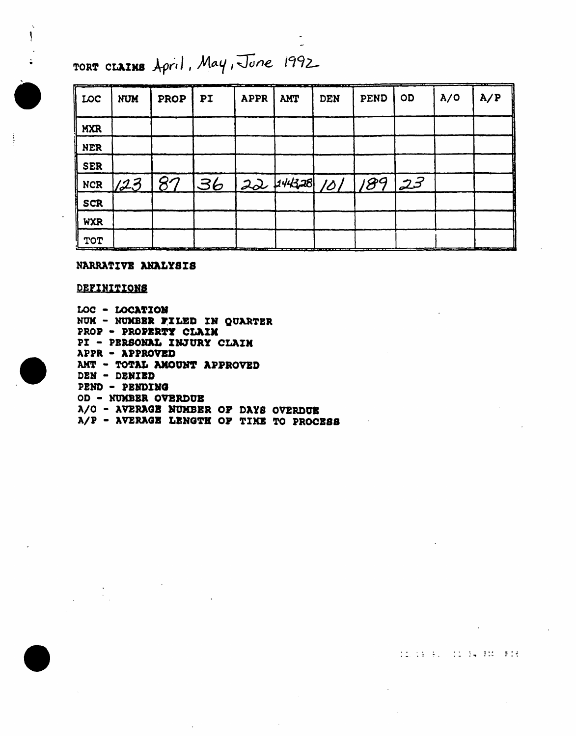TORT CLAIMS April, May, June 1992

| LOC | NUM | PROP | PI | APPR | AMT | DEN | PEND | OD | A/O | A/P |
|---|---|---|---|---|---|---|---|---|---|---|
| MXR | | | | | | | | | | |
| NER | | | | | | | | | | |
| SER | | | | | | | | | | |
| NCR | 123 | 87 | 36 | 22 | 144328 | 101 | 189 | 23 | | |
| SCR | | | | | | | | | | |
| WXR | | | | | | | | | | |
| TOT | | | | | | | | | | |

**NARRATIVE ANALYSIS**

**DEFINITIONS**

LOC - LOCATION
NUM - NUMBER FILED IN QUARTER
PROP - PROPERTY CLAIM
PI - PERSONAL INJURY CLAIM
APPR - APPROVED
AMT - TOTAL AMOUNT APPROVED
DEN - DENIED
PEND - PENDING
OD - NUMBER OVERDUE
A/O - AVERAGE NUMBER OF DAYS OVERDUE
A/P - AVERAGE LENGTH OF TIME TO PROCESS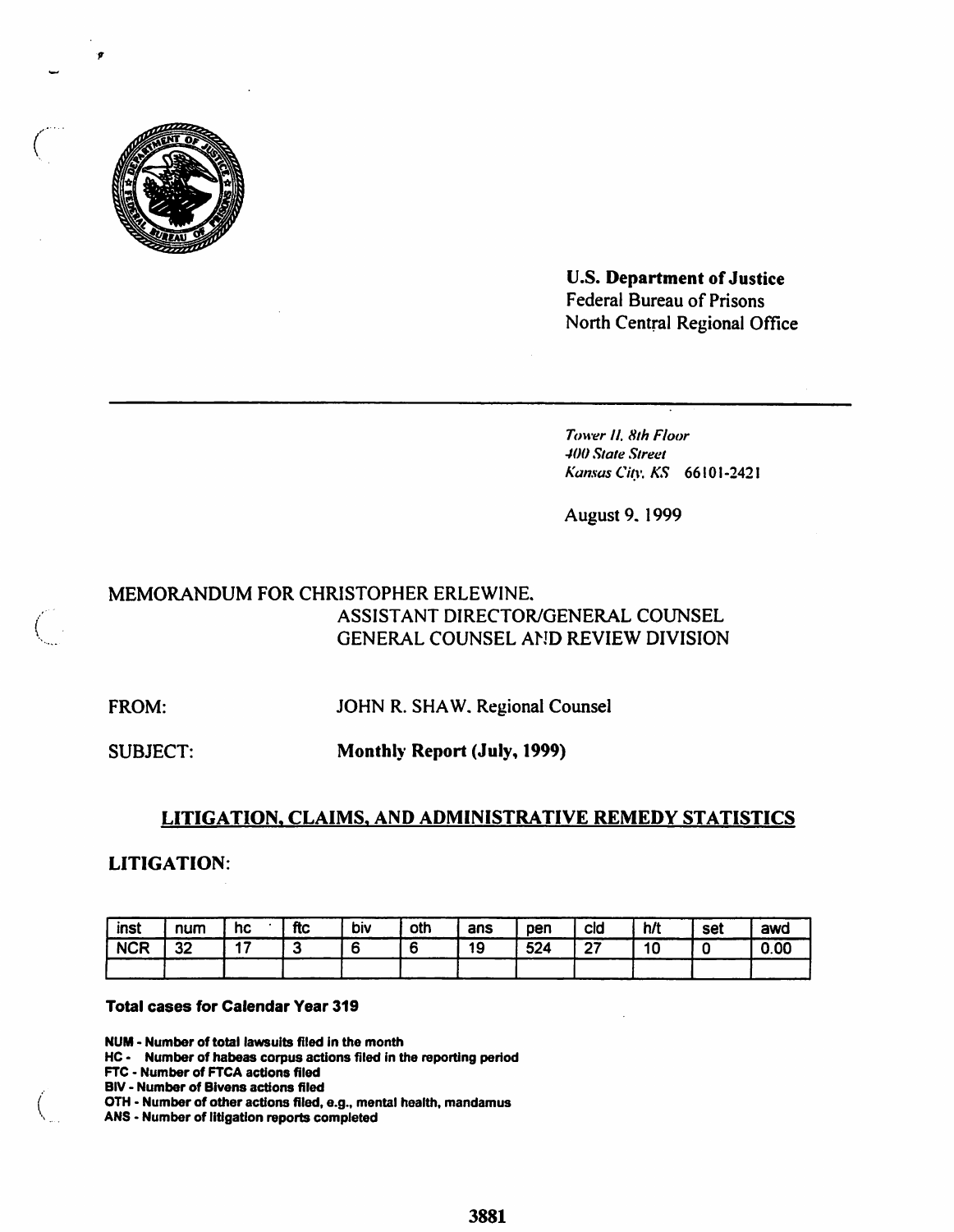**U.S. Department of Justice**
Federal Bureau of Prisons
North Central Regional Office

*Tower II, 8th Floor*
*400 State Street*
*Kansas City, KS* 66101-2421

August 9, 1999

MEMORANDUM FOR CHRISTOPHER ERLEWINE,
ASSISTANT DIRECTOR/GENERAL COUNSEL
GENERAL COUNSEL AND REVIEW DIVISION

FROM: JOHN R. SHAW, Regional Counsel

SUBJECT: **Monthly Report (July, 1999)**

## LITIGATION, CLAIMS, AND ADMINISTRATIVE REMEDY STATISTICS

### LITIGATION:

| inst | num | hc | ftc | biv | oth | ans | pen | cld | h/t | set | awd |
|---|---|---|---|---|---|---|---|---|---|---|---|
| NCR | 32 | 17 | 3 | 6 | 6 | 19 | 524 | 27 | 10 | 0 | 0.00 |
| | | | | | | | | | | | |

**Total cases for Calendar Year 319**

**NUM - Number of total lawsuits filed in the month**
**HC - Number of habeas corpus actions filed in the reporting period**
**FTC - Number of FTCA actions filed**
**BIV - Number of Bivens actions filed**
**OTH - Number of other actions filed, e.g., mental health, mandamus**
**ANS - Number of litigation reports completed**

3881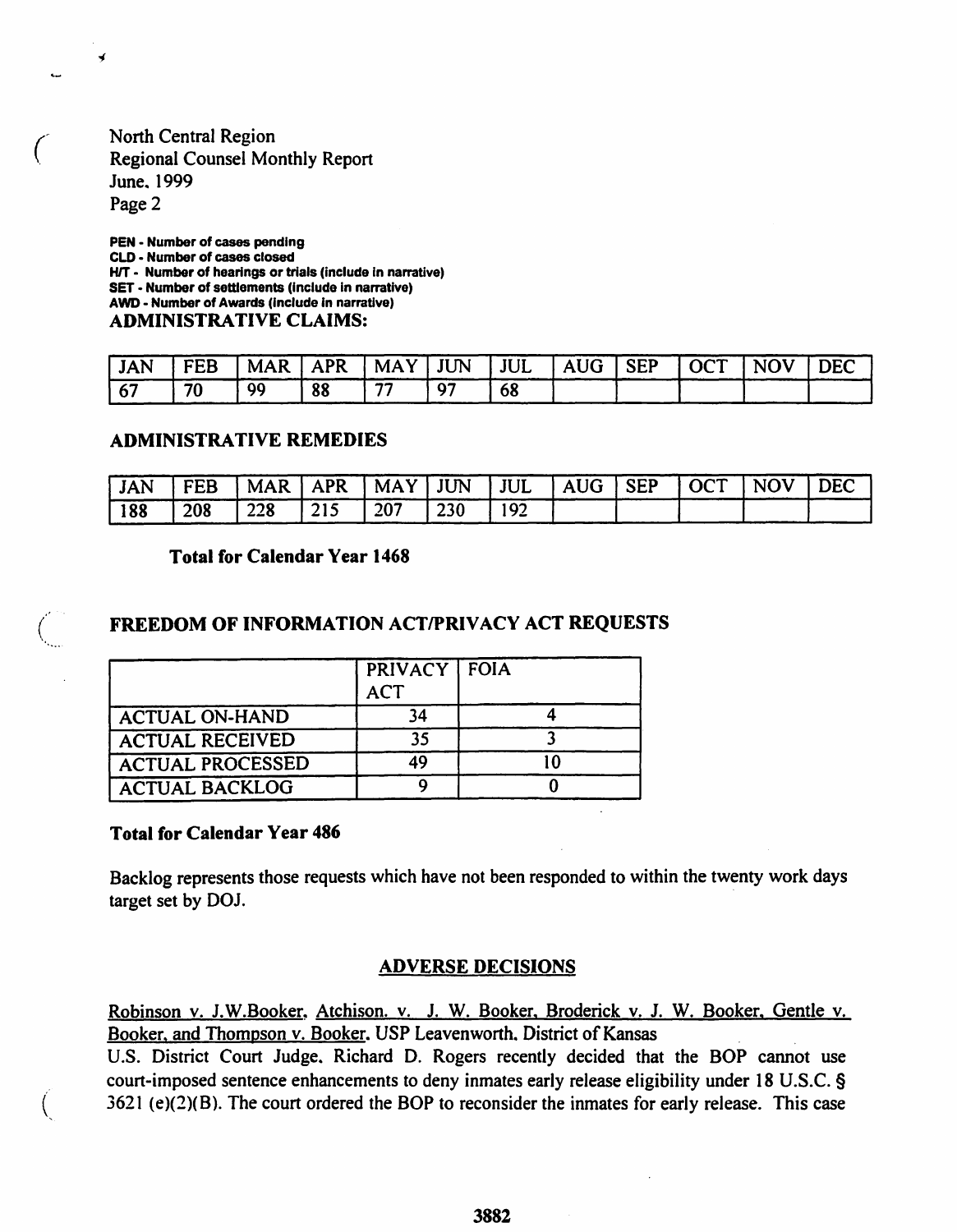North Central Region
Regional Counsel Monthly Report
June, 1999
Page 2

**PEN - Number of cases pending**
**CLD - Number of cases closed**
**H/T - Number of hearings or trials (include in narrative)**
**SET - Number of settlements (include in narrative)**
**AWD - Number of Awards (include in narrative)**

## ADMINISTRATIVE CLAIMS:

| JAN | FEB | MAR | APR | MAY | JUN | JUL | AUG | SEP | OCT | NOV | DEC |
|---|---|---|---|---|---|---|---|---|---|---|---|
| 67 | 70 | 99 | 88 | 77 | 97 | 68 | | | | | |

## ADMINISTRATIVE REMEDIES

| JAN | FEB | MAR | APR | MAY | JUN | JUL | AUG | SEP | OCT | NOV | DEC |
|---|---|---|---|---|---|---|---|---|---|---|---|
| 188 | 208 | 228 | 215 | 207 | 230 | 192 | | | | | |

**Total for Calendar Year 1468**

## FREEDOM OF INFORMATION ACT/PRIVACY ACT REQUESTS

| | PRIVACY ACT | FOIA |
|---|---|---|
| ACTUAL ON-HAND | 34 | 4 |
| ACTUAL RECEIVED | 35 | 3 |
| ACTUAL PROCESSED | 49 | 10 |
| ACTUAL BACKLOG | 9 | 0 |

**Total for Calendar Year 486**

Backlog represents those requests which have not been responded to within the twenty work days target set by DOJ.

## ADVERSE DECISIONS

Robinson v. J.W.Booker, Atchison. v. J. W. Booker, Broderick v. J. W. Booker, Gentle v. Booker, and Thompson v. Booker, USP Leavenworth, District of Kansas
U.S. District Court Judge, Richard D. Rogers recently decided that the BOP cannot use court-imposed sentence enhancements to deny inmates early release eligibility under 18 U.S.C. § 3621 (e)(2)(B). The court ordered the BOP to reconsider the inmates for early release. This case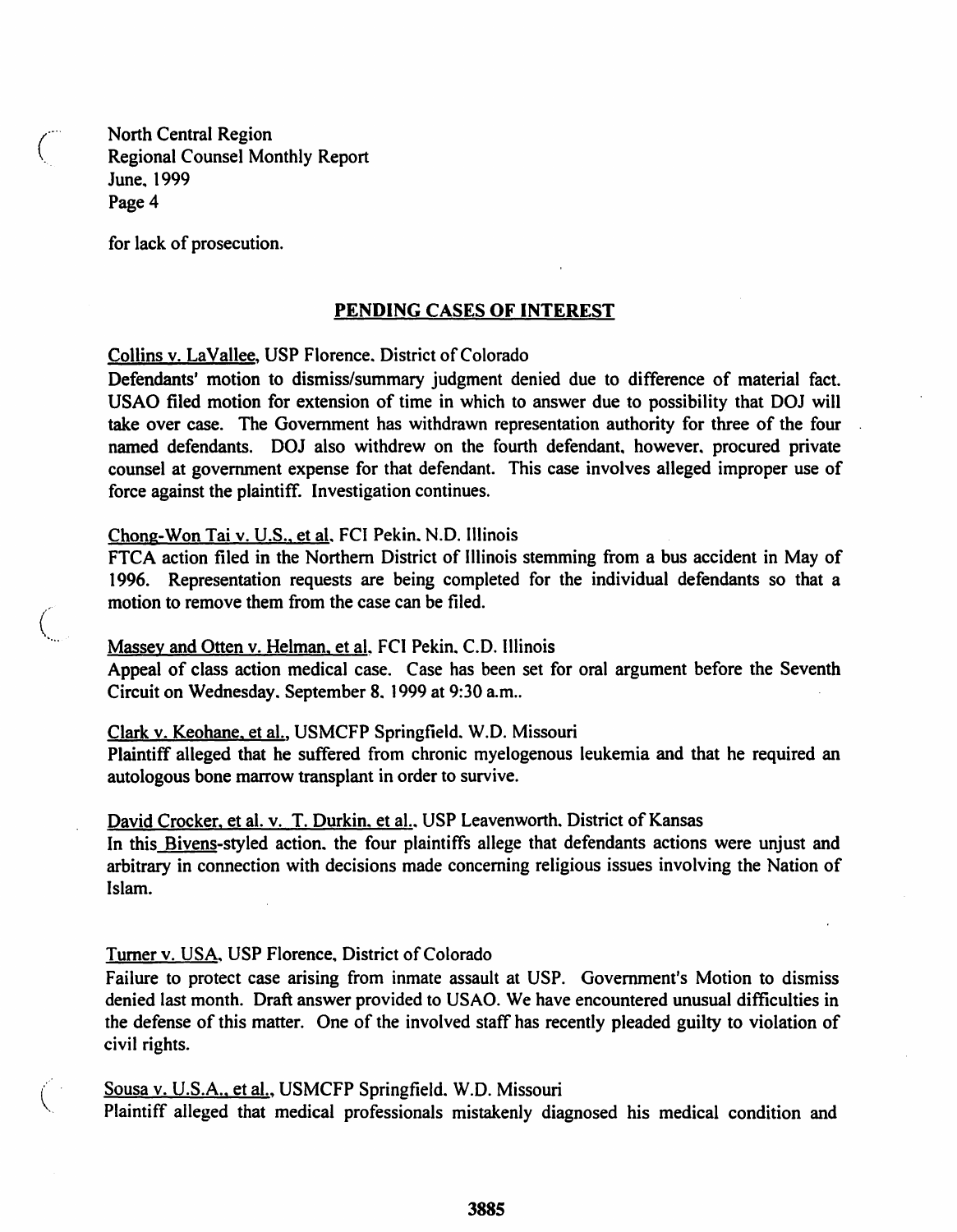for lack of prosecution.

## PENDING CASES OF INTEREST

Collins v. LaVallee, USP Florence, District of Colorado

Defendants' motion to dismiss/summary judgment denied due to difference of material fact. USAO filed motion for extension of time in which to answer due to possibility that DOJ will take over case. The Government has withdrawn representation authority for three of the four named defendants. DOJ also withdrew on the fourth defendant, however, procured private counsel at government expense for that defendant. This case involves alleged improper use of force against the plaintiff. Investigation continues.

Chong-Won Tai v. U.S., et al, FCI Pekin, N.D. Illinois

FTCA action filed in the Northern District of Illinois stemming from a bus accident in May of 1996. Representation requests are being completed for the individual defendants so that a motion to remove them from the case can be filed.

Massey and Otten v. Helman, et al, FCI Pekin, C.D. Illinois

Appeal of class action medical case. Case has been set for oral argument before the Seventh Circuit on Wednesday, September 8, 1999 at 9:30 a.m..

Clark v. Keohane, et al., USMCFP Springfield, W.D. Missouri

Plaintiff alleged that he suffered from chronic myelogenous leukemia and that he required an autologous bone marrow transplant in order to survive.

David Crocker, et al. v. T. Durkin, et al., USP Leavenworth, District of Kansas

In this Bivens-styled action, the four plaintiffs allege that defendants actions were unjust and arbitrary in connection with decisions made concerning religious issues involving the Nation of Islam.

Turner v. USA, USP Florence, District of Colorado

Failure to protect case arising from inmate assault at USP. Government's Motion to dismiss denied last month. Draft answer provided to USAO. We have encountered unusual difficulties in the defense of this matter. One of the involved staff has recently pleaded guilty to violation of civil rights.

Sousa v. U.S.A., et al., USMCFP Springfield, W.D. Missouri

Plaintiff alleged that medical professionals mistakenly diagnosed his medical condition and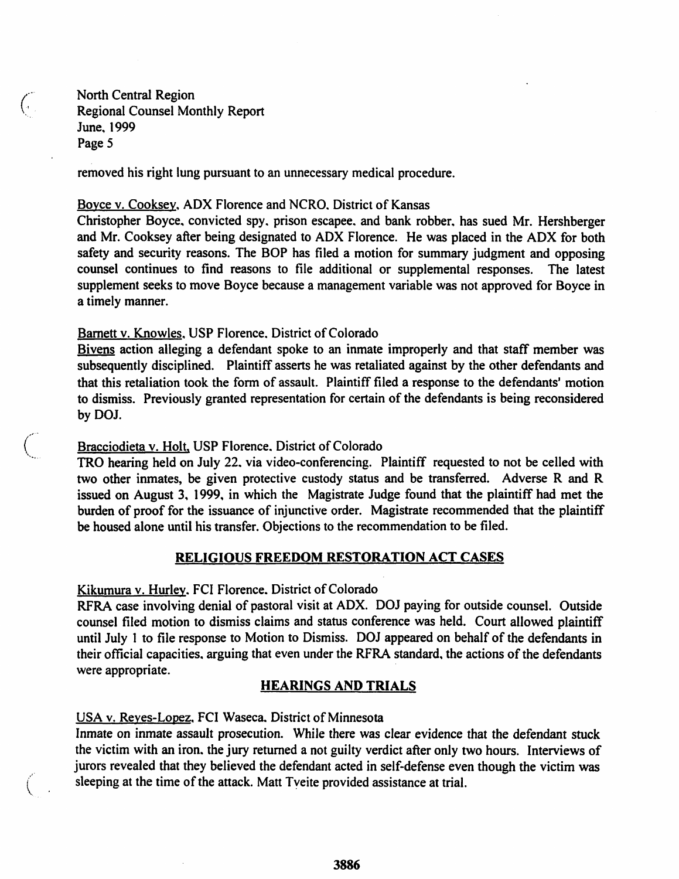removed his right lung pursuant to an unnecessary medical procedure.

Boyce v. Cooksey, ADX Florence and NCRO, District of Kansas

Christopher Boyce, convicted spy, prison escapee, and bank robber, has sued Mr. Hershberger and Mr. Cooksey after being designated to ADX Florence. He was placed in the ADX for both safety and security reasons. The BOP has filed a motion for summary judgment and opposing counsel continues to find reasons to file additional or supplemental responses. The latest supplement seeks to move Boyce because a management variable was not approved for Boyce in a timely manner.

Barnett v. Knowles, USP Florence, District of Colorado

Bivens action alleging a defendant spoke to an inmate improperly and that staff member was subsequently disciplined. Plaintiff asserts he was retaliated against by the other defendants and that this retaliation took the form of assault. Plaintiff filed a response to the defendants' motion to dismiss. Previously granted representation for certain of the defendants is being reconsidered by DOJ.

Bracciodieta v. Holt, USP Florence, District of Colorado

TRO hearing held on July 22, via video-conferencing. Plaintiff requested to not be celled with two other inmates, be given protective custody status and be transferred. Adverse R and R issued on August 3, 1999, in which the Magistrate Judge found that the plaintiff had met the burden of proof for the issuance of injunctive order. Magistrate recommended that the plaintiff be housed alone until his transfer. Objections to the recommendation to be filed.

## RELIGIOUS FREEDOM RESTORATION ACT CASES

Kikumura v. Hurley, FCI Florence, District of Colorado

RFRA case involving denial of pastoral visit at ADX. DOJ paying for outside counsel. Outside counsel filed motion to dismiss claims and status conference was held. Court allowed plaintiff until July 1 to file response to Motion to Dismiss. DOJ appeared on behalf of the defendants in their official capacities, arguing that even under the RFRA standard, the actions of the defendants were appropriate.

## HEARINGS AND TRIALS

USA v. Reyes-Lopez, FCI Waseca, District of Minnesota

Inmate on inmate assault prosecution. While there was clear evidence that the defendant stuck the victim with an iron, the jury returned a not guilty verdict after only two hours. Interviews of jurors revealed that they believed the defendant acted in self-defense even though the victim was sleeping at the time of the attack. Matt Tveite provided assistance at trial.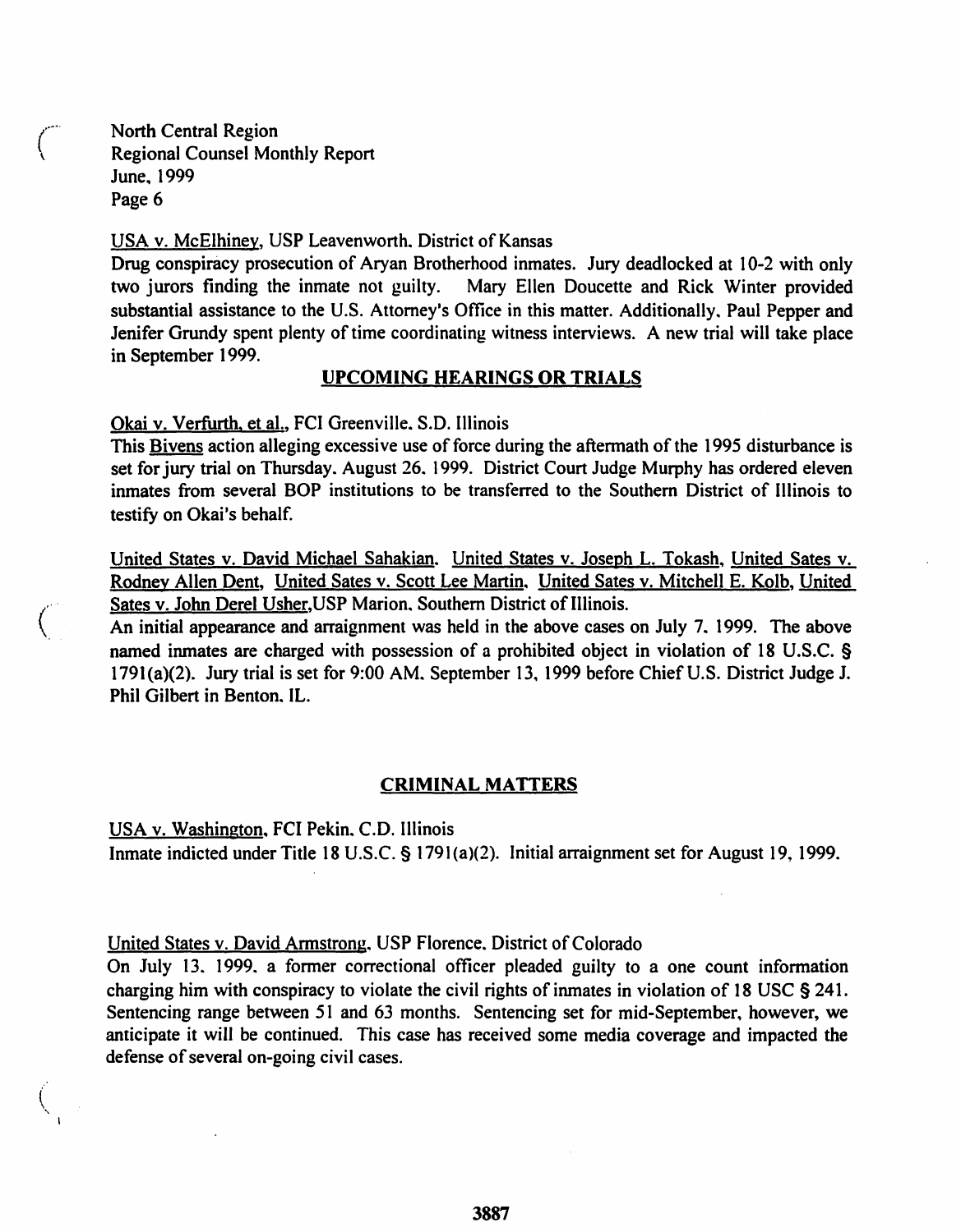USA v. McElhiney, USP Leavenworth, District of Kansas

Drug conspiracy prosecution of Aryan Brotherhood inmates. Jury deadlocked at 10-2 with only two jurors finding the inmate not guilty. Mary Ellen Doucette and Rick Winter provided substantial assistance to the U.S. Attorney's Office in this matter. Additionally, Paul Pepper and Jenifer Grundy spent plenty of time coordinating witness interviews. A new trial will take place in September 1999.

## UPCOMING HEARINGS OR TRIALS

Okai v. Verfurth, et al., FCI Greenville, S.D. Illinois

This Bivens action alleging excessive use of force during the aftermath of the 1995 disturbance is set for jury trial on Thursday, August 26, 1999. District Court Judge Murphy has ordered eleven inmates from several BOP institutions to be transferred to the Southern District of Illinois to testify on Okai's behalf.

United States v. David Michael Sahakian, United States v. Joseph L. Tokash, United Sates v. Rodney Allen Dent, United Sates v. Scott Lee Martin, United Sates v. Mitchell E. Kolb, United Sates v. John Derel Usher, USP Marion, Southern District of Illinois.

An initial appearance and arraignment was held in the above cases on July 7, 1999. The above named inmates are charged with possession of a prohibited object in violation of 18 U.S.C. § 1791(a)(2). Jury trial is set for 9:00 AM, September 13, 1999 before Chief U.S. District Judge J. Phil Gilbert in Benton, IL.

## CRIMINAL MATTERS

USA v. Washington, FCI Pekin, C.D. Illinois

Inmate indicted under Title 18 U.S.C. § 1791(a)(2). Initial arraignment set for August 19, 1999.

United States v. David Armstrong, USP Florence, District of Colorado

On July 13, 1999, a former correctional officer pleaded guilty to a one count information charging him with conspiracy to violate the civil rights of inmates in violation of 18 USC § 241. Sentencing range between 51 and 63 months. Sentencing set for mid-September, however, we anticipate it will be continued. This case has received some media coverage and impacted the defense of several on-going civil cases.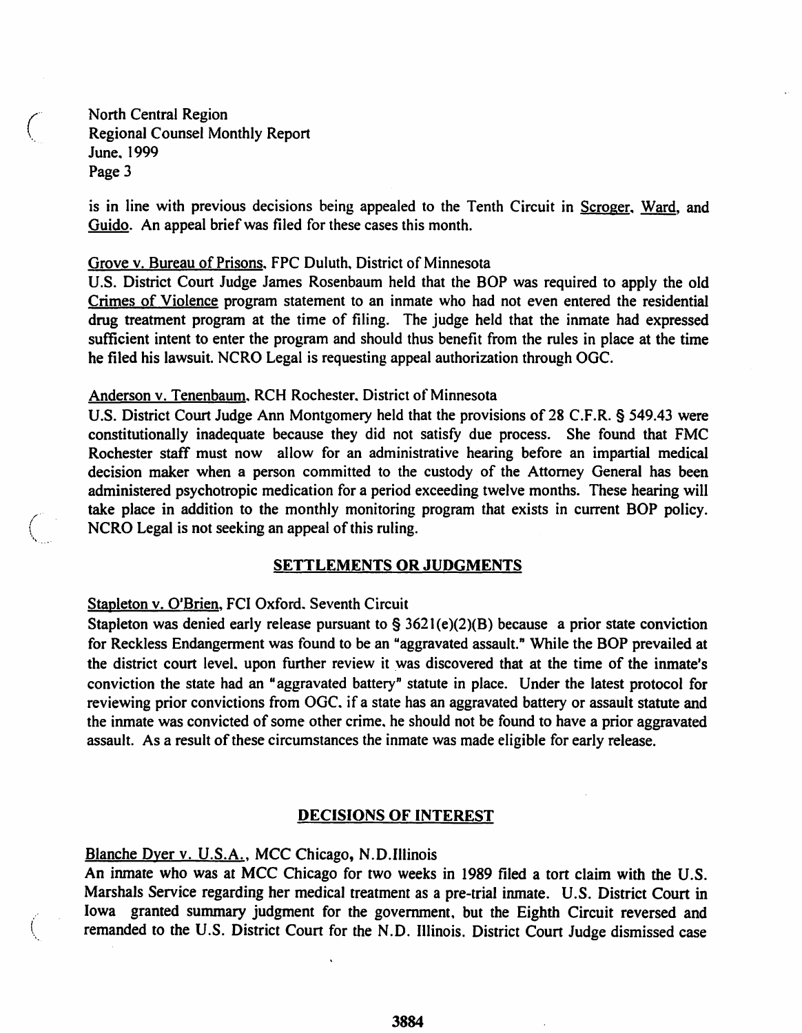is in line with previous decisions being appealed to the Tenth Circuit in Scroger, Ward, and Guido. An appeal brief was filed for these cases this month.

Grove v. Bureau of Prisons, FPC Duluth, District of Minnesota
U.S. District Court Judge James Rosenbaum held that the BOP was required to apply the old Crimes of Violence program statement to an inmate who had not even entered the residential drug treatment program at the time of filing. The judge held that the inmate had expressed sufficient intent to enter the program and should thus benefit from the rules in place at the time he filed his lawsuit. NCRO Legal is requesting appeal authorization through OGC.

Anderson v. Tenenbaum, RCH Rochester, District of Minnesota
U.S. District Court Judge Ann Montgomery held that the provisions of 28 C.F.R. § 549.43 were constitutionally inadequate because they did not satisfy due process. She found that FMC Rochester staff must now allow for an administrative hearing before an impartial medical decision maker when a person committed to the custody of the Attorney General has been administered psychotropic medication for a period exceeding twelve months. These hearing will take place in addition to the monthly monitoring program that exists in current BOP policy. NCRO Legal is not seeking an appeal of this ruling.

## SETTLEMENTS OR JUDGMENTS

Stapleton v. O'Brien, FCI Oxford, Seventh Circuit
Stapleton was denied early release pursuant to § 3621(e)(2)(B) because a prior state conviction for Reckless Endangerment was found to be an "aggravated assault." While the BOP prevailed at the district court level, upon further review it was discovered that at the time of the inmate's conviction the state had an "aggravated battery" statute in place. Under the latest protocol for reviewing prior convictions from OGC, if a state has an aggravated battery or assault statute and the inmate was convicted of some other crime, he should not be found to have a prior aggravated assault. As a result of these circumstances the inmate was made eligible for early release.

## DECISIONS OF INTEREST

Blanche Dyer v. U.S.A., MCC Chicago, N.D.Illinois
An inmate who was at MCC Chicago for two weeks in 1989 filed a tort claim with the U.S. Marshals Service regarding her medical treatment as a pre-trial inmate. U.S. District Court in Iowa granted summary judgment for the government, but the Eighth Circuit reversed and remanded to the U.S. District Court for the N.D. Illinois. District Court Judge dismissed case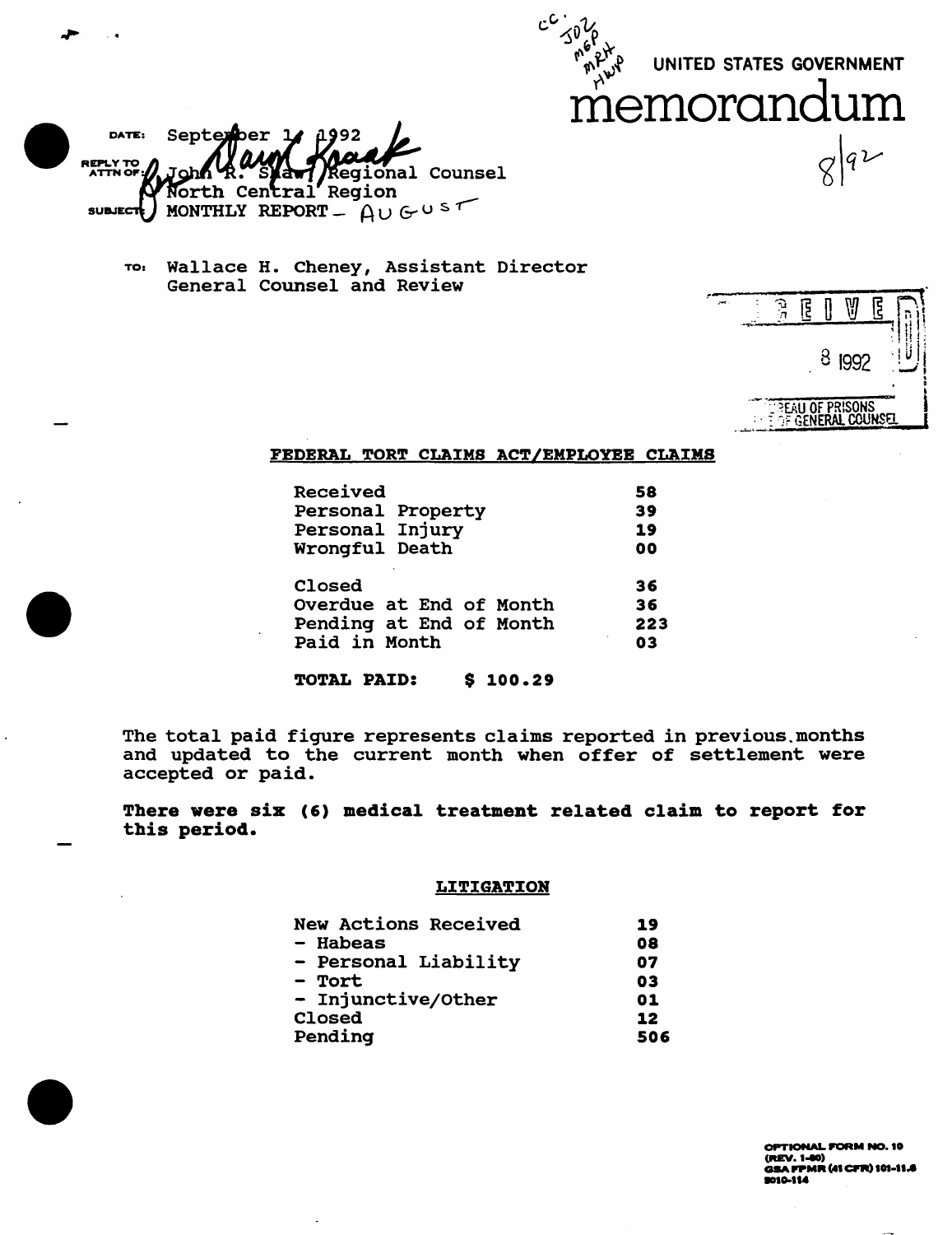UNITED STATES GOVERNMENT

# memorandum

cc: JDZ MGP MRH HWP

8|92

DATE: September 14, 1992

REPLY TO ATTN OF: John R. Shaw, Regional Counsel
North Central Region

SUBJECT: MONTHLY REPORT – AUGUST

TO: Wallace H. Cheney, Assistant Director
General Counsel and Review

RECEIVED
8 1992
BUREAU OF PRISONS
OFFICE OF GENERAL COUNSEL

## FEDERAL TORT CLAIMS ACT/EMPLOYEE CLAIMS

| | |
|---|---|
| Received | 58 |
| Personal Property | 39 |
| Personal Injury | 19 |
| Wrongful Death | 00 |
| Closed | 36 |
| Overdue at End of Month | 36 |
| Pending at End of Month | 223 |
| Paid in Month | 03 |

**TOTAL PAID: $ 100.29**

The total paid figure represents claims reported in previous months and updated to the current month when offer of settlement were accepted or paid.

**There were six (6) medical treatment related claim to report for this period.**

## LITIGATION

| | |
|---|---|
| New Actions Received | 19 |
| - Habeas | 08 |
| - Personal Liability | 07 |
| - Tort | 03 |
| - Injunctive/Other | 01 |
| Closed | 12 |
| Pending | 506 |

OPTIONAL FORM NO. 10
(REV. 1-80)
GSA FPMR (41 CFR) 101-11.6
5010-114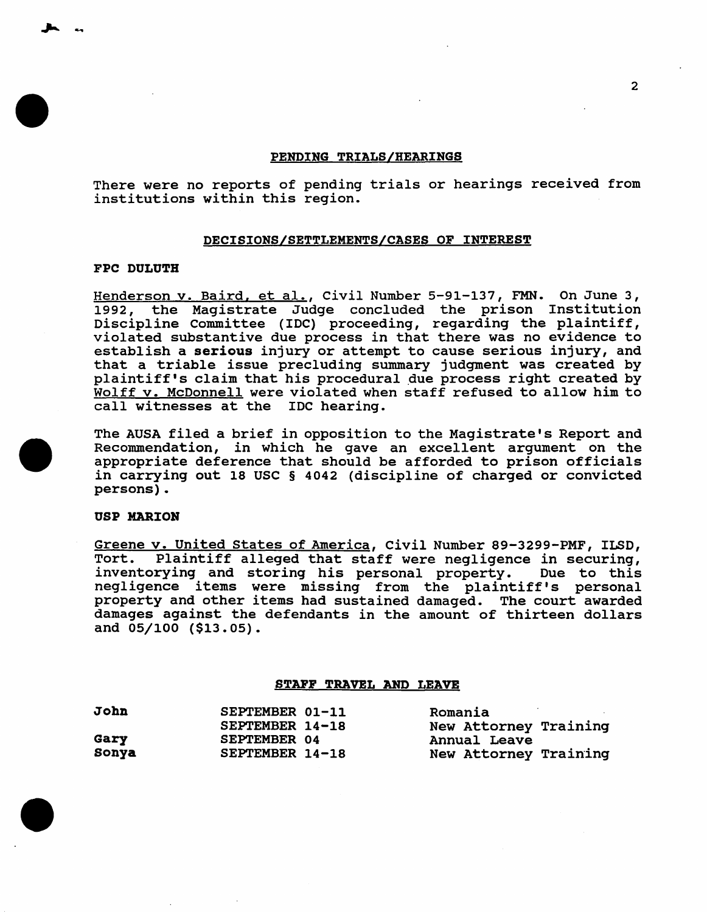## PENDING TRIALS/HEARINGS

There were no reports of pending trials or hearings received from institutions within this region.

## DECISIONS/SETTLEMENTS/CASES OF INTEREST

**FPC DULUTH**

Henderson v. Baird, et al., Civil Number 5-91-137, FMN. On June 3, 1992, the Magistrate Judge concluded the prison Institution Discipline Committee (IDC) proceeding, regarding the plaintiff, violated substantive due process in that there was no evidence to establish a **serious** injury or attempt to cause serious injury, and that a triable issue precluding summary judgment was created by plaintiff's claim that his procedural due process right created by Wolff v. McDonnell were violated when staff refused to allow him to call witnesses at the IDC hearing.

The AUSA filed a brief in opposition to the Magistrate's Report and Recommendation, in which he gave an excellent argument on the appropriate deference that should be afforded to prison officials in carrying out 18 USC § 4042 (discipline of charged or convicted persons).

**USP MARION**

Greene v. United States of America, Civil Number 89-3299-PMF, ILSD, Tort. Plaintiff alleged that staff were negligence in securing, inventorying and storing his personal property. Due to this negligence items were missing from the plaintiff's personal property and other items had sustained damaged. The court awarded damages against the defendants in the amount of thirteen dollars and 05/100 ($13.05).

## STAFF TRAVEL AND LEAVE

| | | |
|---|---|---|
| **John** | SEPTEMBER 01-11 | Romania |
| | SEPTEMBER 14-18 | New Attorney Training |
| **Gary** | SEPTEMBER 04 | Annual Leave |
| **Sonya** | SEPTEMBER 14-18 | New Attorney Training |